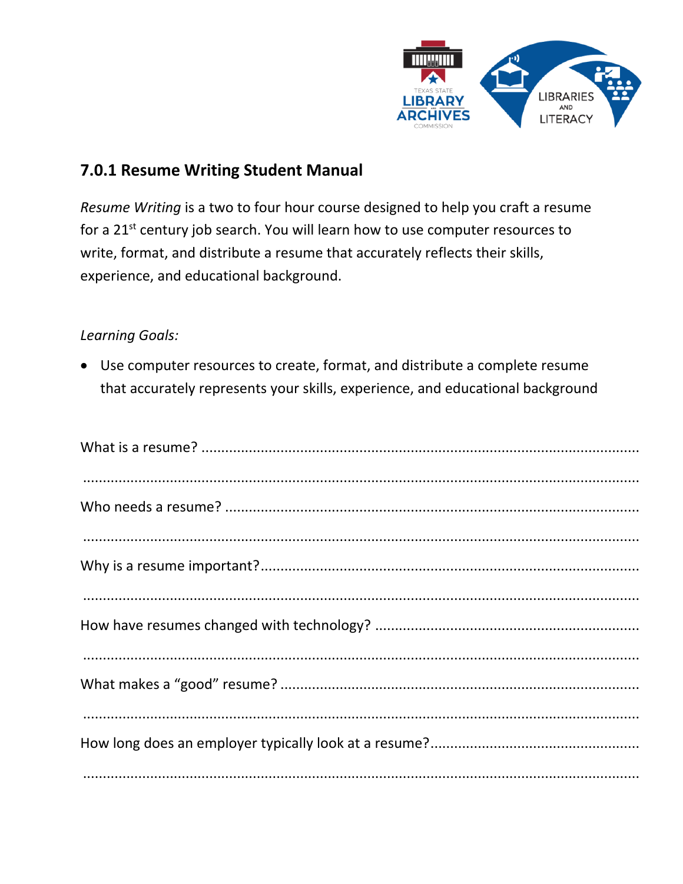## 7.0.1 Resume Writing Student Manual

*Resume Writing* is a two to four hour course designed to help you craft a resume for a 21st century job search. You will learn how to use computer resources to write, format, and distribute a resume that accurately reflects their skills, experience, and educational background.

*Learning Goals:*

- Use computer resources to create, format, and distribute a complete resume that accurately represents your skills, experience, and educational background

What is a resume? ..........................................................................................................

..........................................................................................................................................

Who needs a resume? .....................................................................................................

..........................................................................................................................................

Why is a resume important?.............................................................................................

..........................................................................................................................................

How have resumes changed with technology? .................................................................

..........................................................................................................................................

What makes a "good" resume? .........................................................................................

..........................................................................................................................................

How long does an employer typically look at a resume?...................................................

..........................................................................................................................................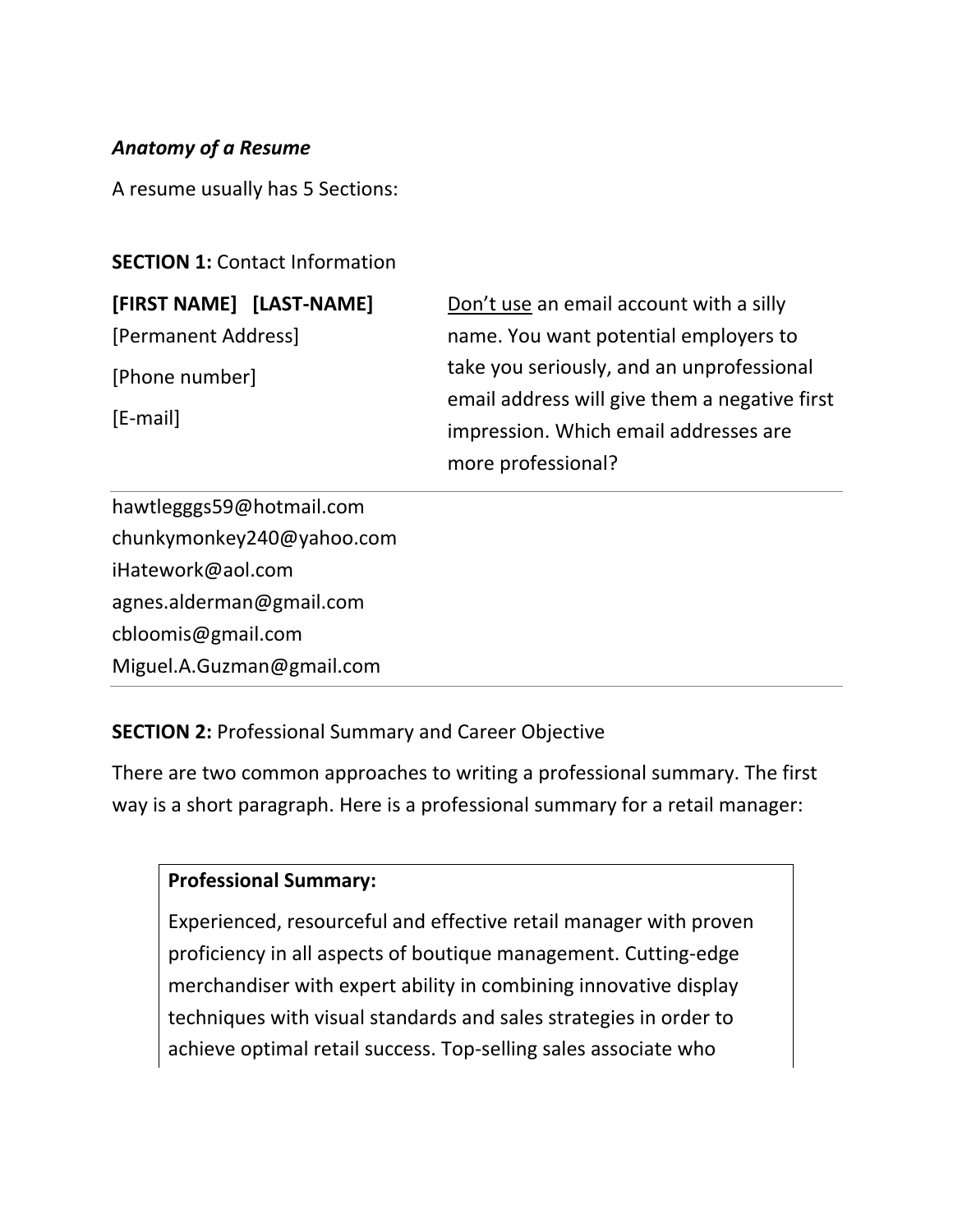***Anatomy of a Resume***

A resume usually has 5 Sections:

**SECTION 1:** Contact Information

**[FIRST NAME] [LAST-NAME]**

[Permanent Address]

[Phone number]

[E-mail]

<u>Don't use</u> an email account with a silly name. You want potential employers to take you seriously, and an unprofessional email address will give them a negative first impression. Which email addresses are more professional?

---

hawtlegggs59@hotmail.com
chunkymonkey240@yahoo.com
iHatework@aol.com
agnes.alderman@gmail.com
cbloomis@gmail.com
Miguel.A.Guzman@gmail.com

---

**SECTION 2:** Professional Summary and Career Objective

There are two common approaches to writing a professional summary. The first way is a short paragraph. Here is a professional summary for a retail manager:

> **Professional Summary:**
>
> Experienced, resourceful and effective retail manager with proven proficiency in all aspects of boutique management. Cutting-edge merchandiser with expert ability in combining innovative display techniques with visual standards and sales strategies in order to achieve optimal retail success. Top-selling sales associate who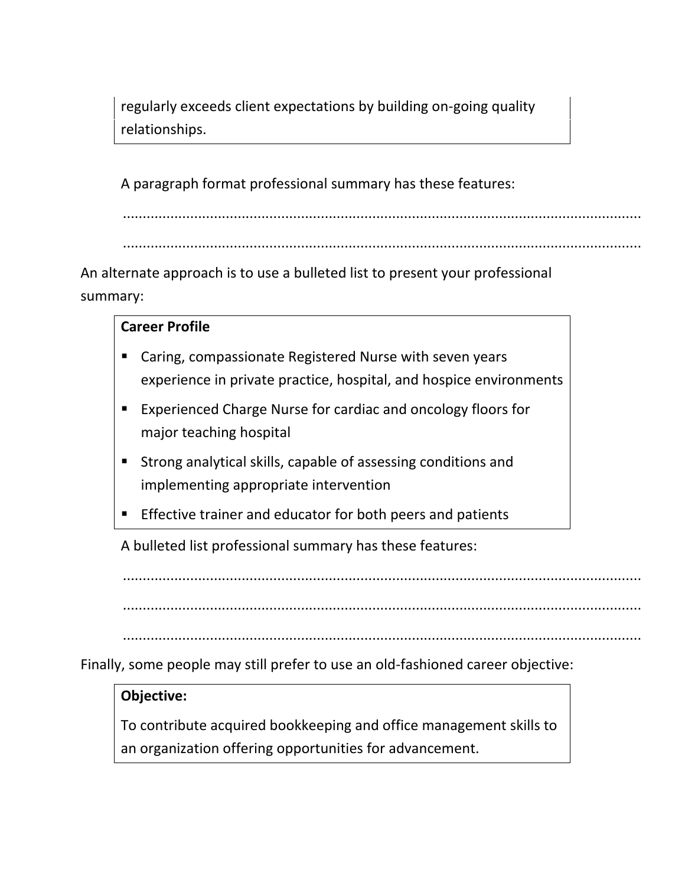regularly exceeds client expectations by building on-going quality relationships.

A paragraph format professional summary has these features:

.....................................................................................................................................

.....................................................................................................................................

An alternate approach is to use a bulleted list to present your professional summary:

**Career Profile**

- Caring, compassionate Registered Nurse with seven years experience in private practice, hospital, and hospice environments
- Experienced Charge Nurse for cardiac and oncology floors for major teaching hospital
- Strong analytical skills, capable of assessing conditions and implementing appropriate intervention
- Effective trainer and educator for both peers and patients

A bulleted list professional summary has these features:

.....................................................................................................................................

.....................................................................................................................................

.....................................................................................................................................

Finally, some people may still prefer to use an old-fashioned career objective:

**Objective:**

To contribute acquired bookkeeping and office management skills to an organization offering opportunities for advancement.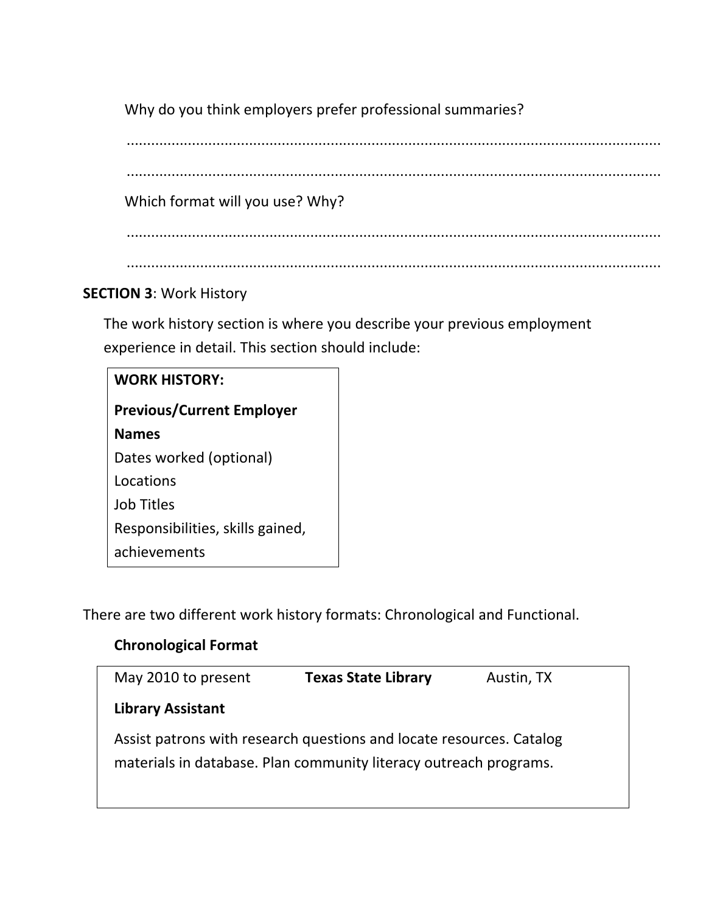Why do you think employers prefer professional summaries?

..........................................................................................................................

..........................................................................................................................

Which format will you use? Why?

..........................................................................................................................

..........................................................................................................................

**SECTION 3**: Work History

The work history section is where you describe your previous employment experience in detail. This section should include:

| **WORK HISTORY:** |
|---|
| **Previous/Current Employer Names**<br>Dates worked (optional)<br>Locations<br>Job Titles<br>Responsibilities, skills gained, achievements |

There are two different work history formats: Chronological and Functional.

**Chronological Format**

| May 2010 to present | **Texas State Library** | Austin, TX |
|---|---|---|
| **Library Assistant** | | |
| Assist patrons with research questions and locate resources. Catalog materials in database. Plan community literacy outreach programs. | | |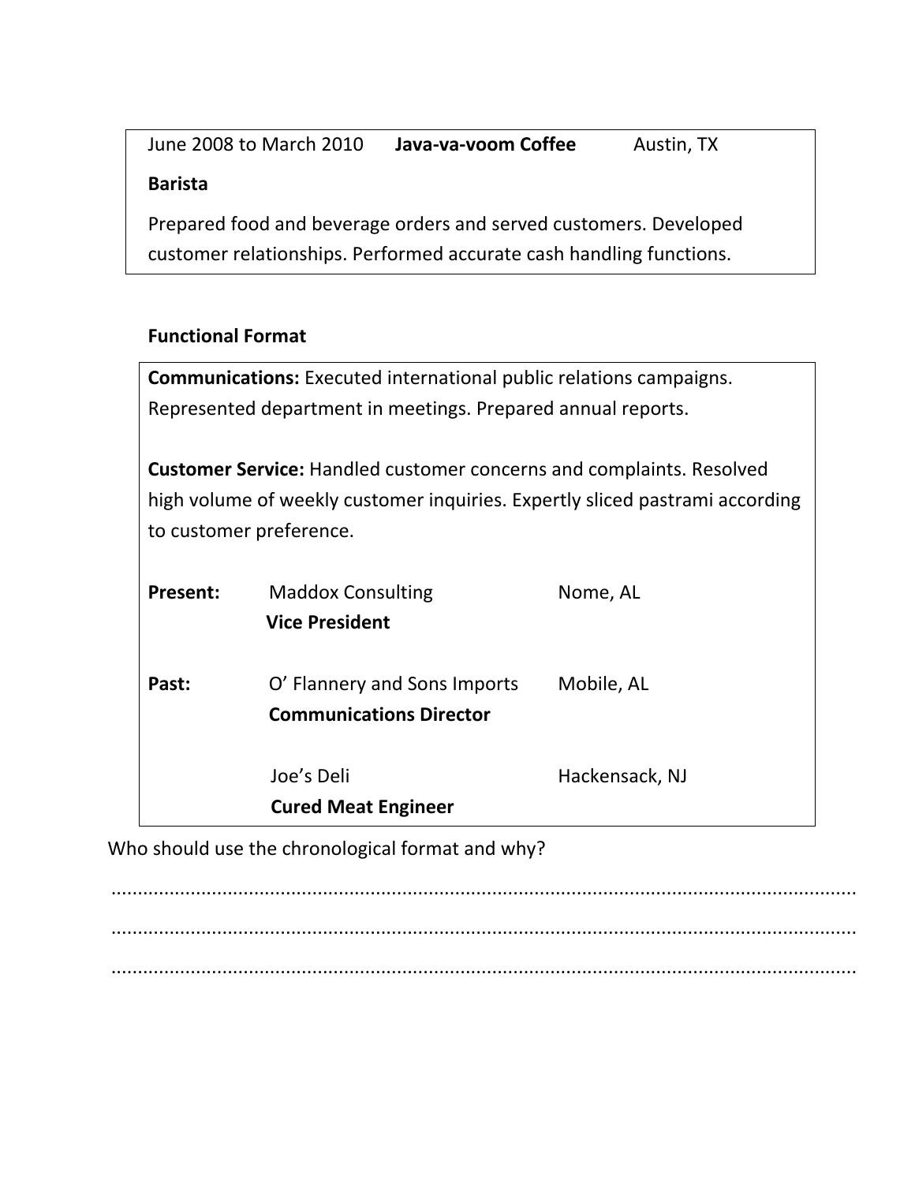June 2008 to March 2010 **Java-va-voom Coffee** Austin, TX

**Barista**

Prepared food and beverage orders and served customers. Developed customer relationships. Performed accurate cash handling functions.

**Functional Format**

**Communications:** Executed international public relations campaigns. Represented department in meetings. Prepared annual reports.

**Customer Service:** Handled customer concerns and complaints. Resolved high volume of weekly customer inquiries. Expertly sliced pastrami according to customer preference.

| | | |
|---|---|---|
| **Present:** | Maddox Consulting<br>**Vice President** | Nome, AL |
| **Past:** | O' Flannery and Sons Imports<br>**Communications Director** | Mobile, AL |
| | Joe's Deli<br>**Cured Meat Engineer** | Hackensack, NJ |

Who should use the chronological format and why?

..........................................................................................................................................

..........................................................................................................................................

..........................................................................................................................................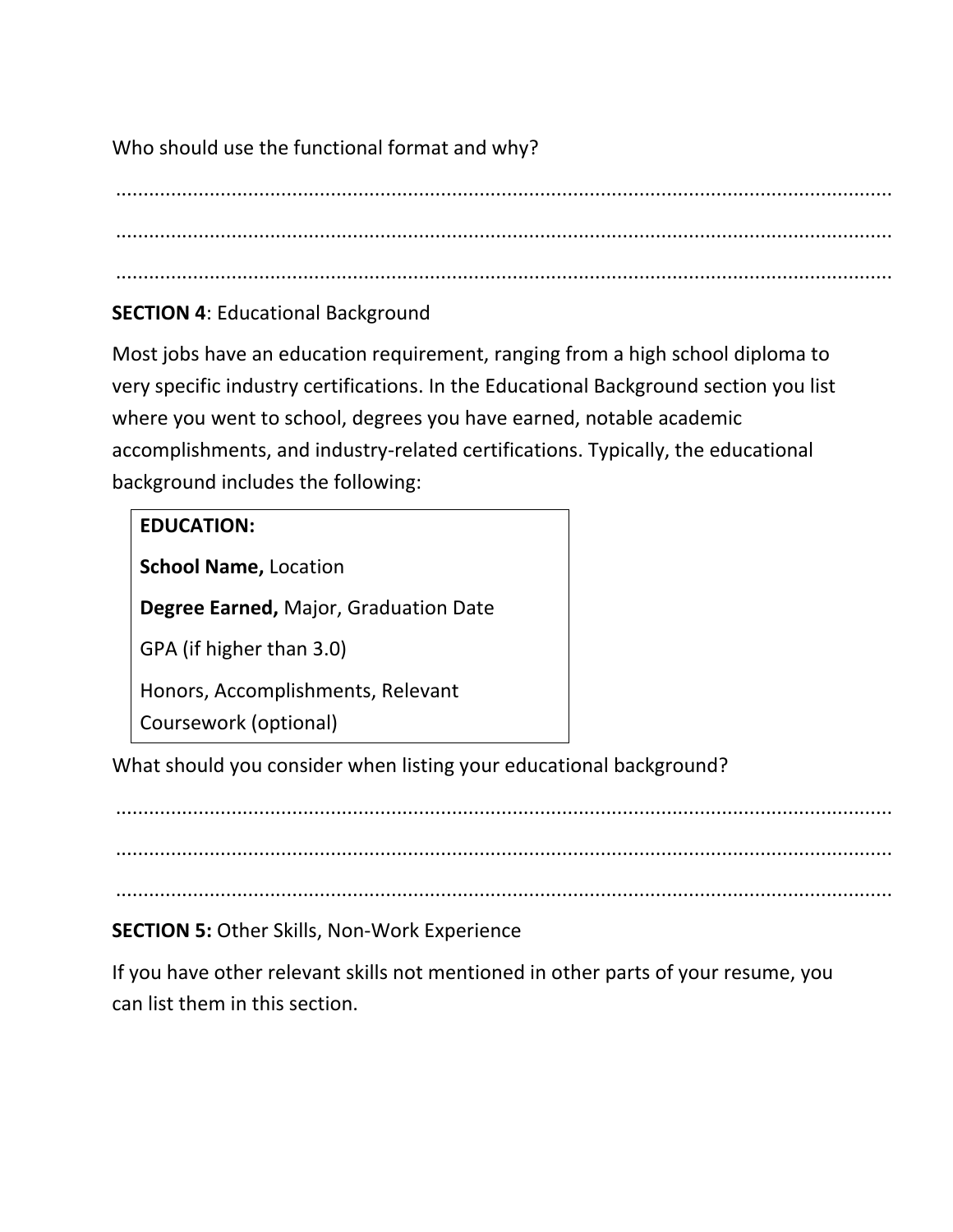Who should use the functional format and why?

..............................................................................................................................

..............................................................................................................................

..............................................................................................................................

**SECTION 4**: Educational Background

Most jobs have an education requirement, ranging from a high school diploma to very specific industry certifications. In the Educational Background section you list where you went to school, degrees you have earned, notable academic accomplishments, and industry-related certifications. Typically, the educational background includes the following:

> **EDUCATION:**
>
> **School Name,** Location
>
> **Degree Earned,** Major, Graduation Date
>
> GPA (if higher than 3.0)
>
> Honors, Accomplishments, Relevant Coursework (optional)

What should you consider when listing your educational background?

..............................................................................................................................

..............................................................................................................................

..............................................................................................................................

**SECTION 5:** Other Skills, Non-Work Experience

If you have other relevant skills not mentioned in other parts of your resume, you can list them in this section.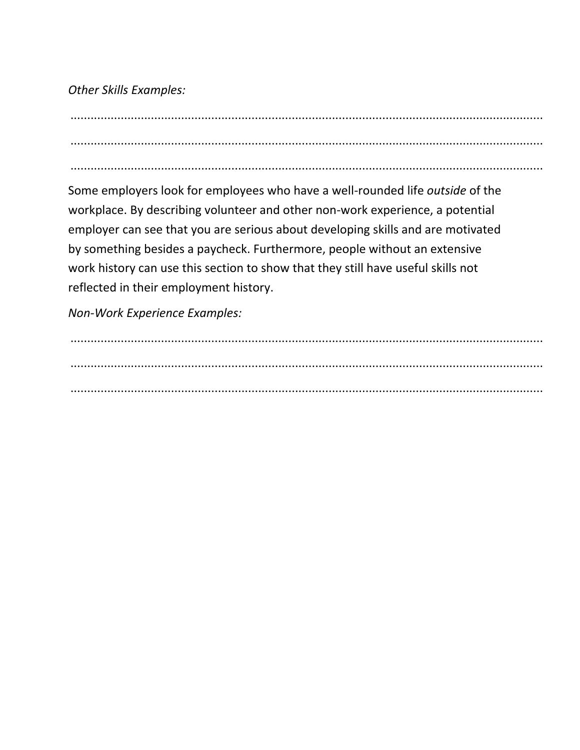*Other Skills Examples:*

..........................................................................................................................................

..........................................................................................................................................

..........................................................................................................................................

Some employers look for employees who have a well-rounded life *outside* of the workplace. By describing volunteer and other non-work experience, a potential employer can see that you are serious about developing skills and are motivated by something besides a paycheck. Furthermore, people without an extensive work history can use this section to show that they still have useful skills not reflected in their employment history.

*Non-Work Experience Examples:*

..........................................................................................................................................

..........................................................................................................................................

..........................................................................................................................................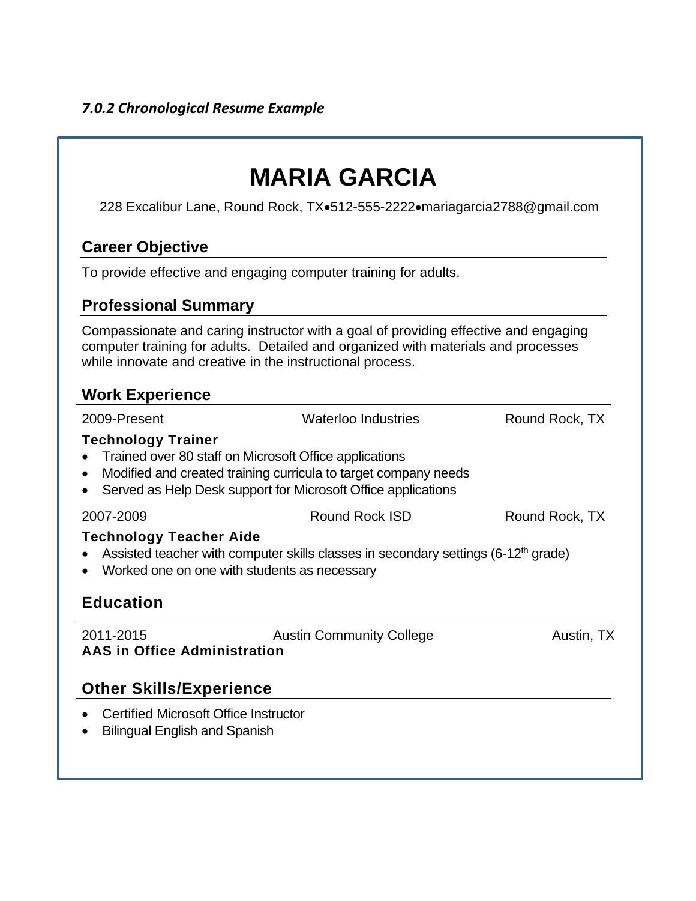*7.0.2 Chronological Resume Example*

# MARIA GARCIA

228 Excalibur Lane, Round Rock, TX•512-555-2222•mariagarcia2788@gmail.com

## Career Objective

To provide effective and engaging computer training for adults.

## Professional Summary

Compassionate and caring instructor with a goal of providing effective and engaging computer training for adults. Detailed and organized with materials and processes while innovate and creative in the instructional process.

## Work Experience

2009-Present — Waterloo Industries — Round Rock, TX

**Technology Trainer**

- Trained over 80 staff on Microsoft Office applications
- Modified and created training curricula to target company needs
- Served as Help Desk support for Microsoft Office applications

2007-2009 — Round Rock ISD — Round Rock, TX

**Technology Teacher Aide**

- Assisted teacher with computer skills classes in secondary settings (6-12th grade)
- Worked one on one with students as necessary

## Education

2011-2015 — Austin Community College — Austin, TX

**AAS in Office Administration**

## Other Skills/Experience

- Certified Microsoft Office Instructor
- Bilingual English and Spanish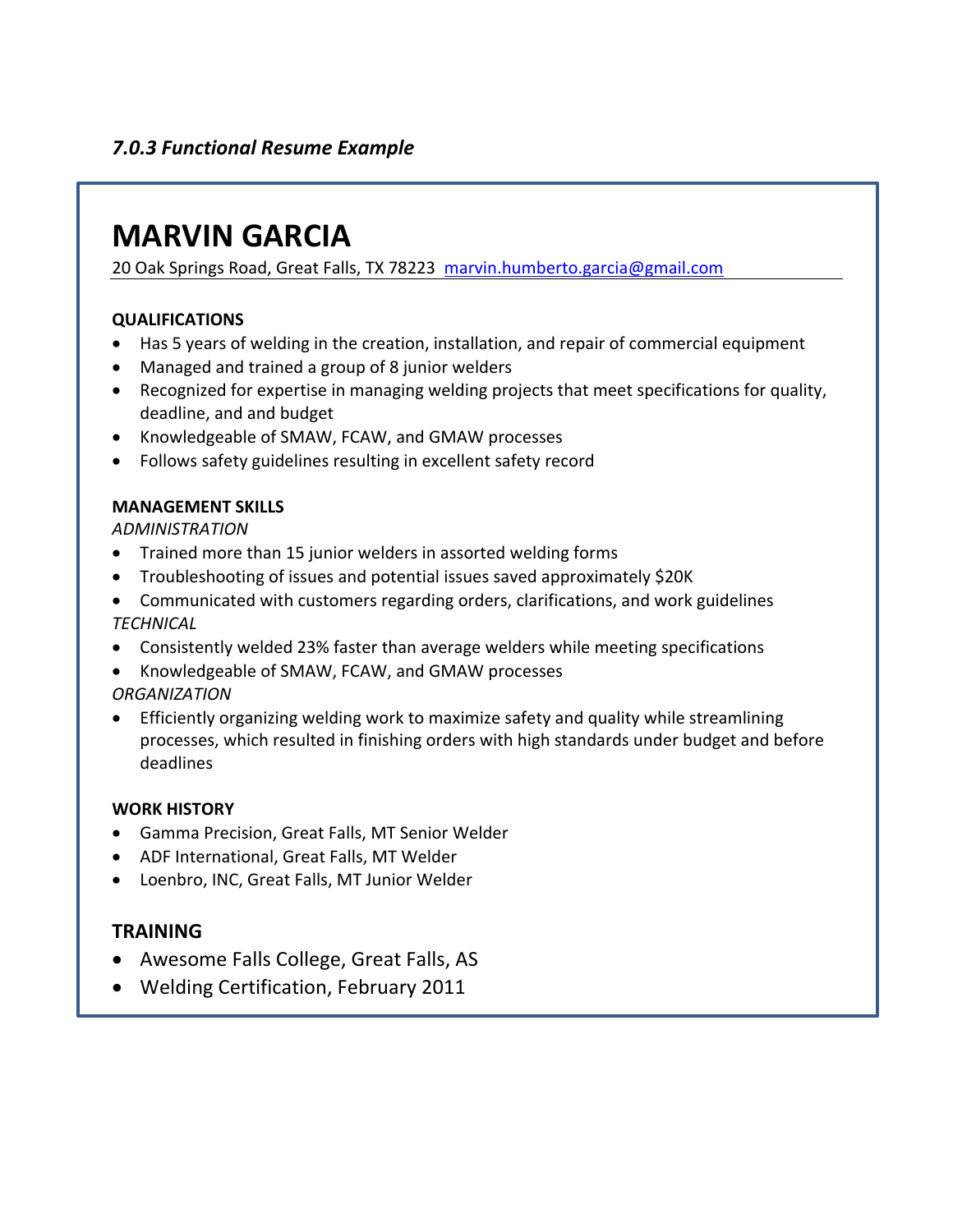### *7.0.3 Functional Resume Example*

# MARVIN GARCIA

20 Oak Springs Road, Great Falls, TX 78223 marvin.humberto.garcia@gmail.com

**QUALIFICATIONS**

- Has 5 years of welding in the creation, installation, and repair of commercial equipment
- Managed and trained a group of 8 junior welders
- Recognized for expertise in managing welding projects that meet specifications for quality, deadline, and and budget
- Knowledgeable of SMAW, FCAW, and GMAW processes
- Follows safety guidelines resulting in excellent safety record

**MANAGEMENT SKILLS**

*ADMINISTRATION*

- Trained more than 15 junior welders in assorted welding forms
- Troubleshooting of issues and potential issues saved approximately $20K
- Communicated with customers regarding orders, clarifications, and work guidelines

*TECHNICAL*

- Consistently welded 23% faster than average welders while meeting specifications
- Knowledgeable of SMAW, FCAW, and GMAW processes

*ORGANIZATION*

- Efficiently organizing welding work to maximize safety and quality while streamlining processes, which resulted in finishing orders with high standards under budget and before deadlines

**WORK HISTORY**

- Gamma Precision, Great Falls, MT Senior Welder
- ADF International, Great Falls, MT Welder
- Loenbro, INC, Great Falls, MT Junior Welder

**TRAINING**

- Awesome Falls College, Great Falls, AS
- Welding Certification, February 2011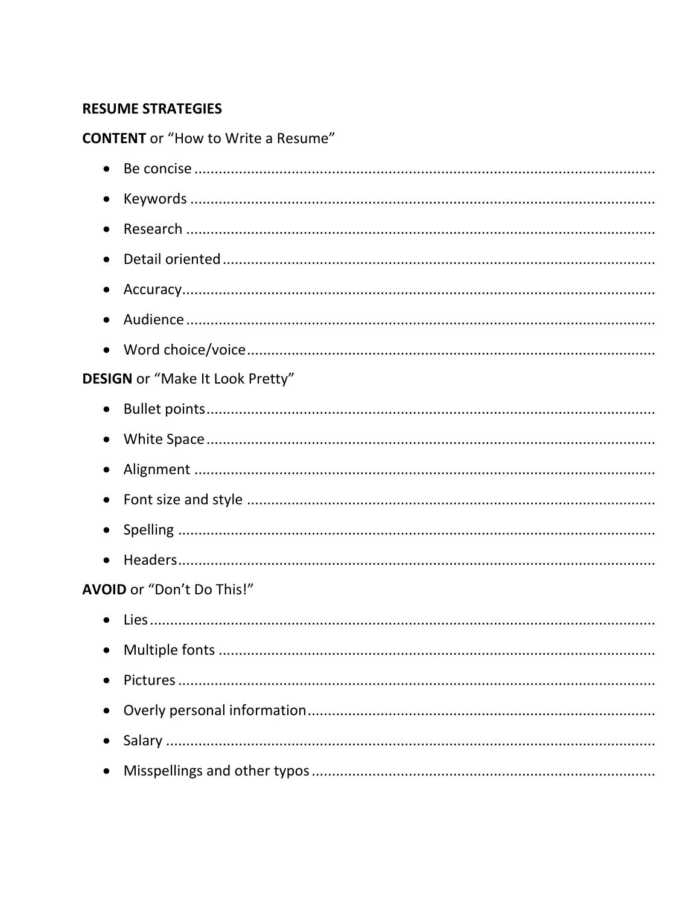## RESUME STRATEGIES

**CONTENT** or "How to Write a Resume"

- Be concise ..............................................................................................................
- Keywords ..............................................................................................................
- Research ..............................................................................................................
- Detail oriented ......................................................................................................
- Accuracy................................................................................................................
- Audience ...............................................................................................................
- Word choice/voice.................................................................................................

**DESIGN** or "Make It Look Pretty"

- Bullet points...........................................................................................................
- White Space...........................................................................................................
- Alignment ..............................................................................................................
- Font size and style ................................................................................................
- Spelling ..................................................................................................................
- Headers..................................................................................................................

**AVOID** or "Don't Do This!"

- Lies ........................................................................................................................
- Multiple fonts ........................................................................................................
- Pictures .................................................................................................................
- Overly personal information..................................................................................
- Salary ....................................................................................................................
- Misspellings and other typos .................................................................................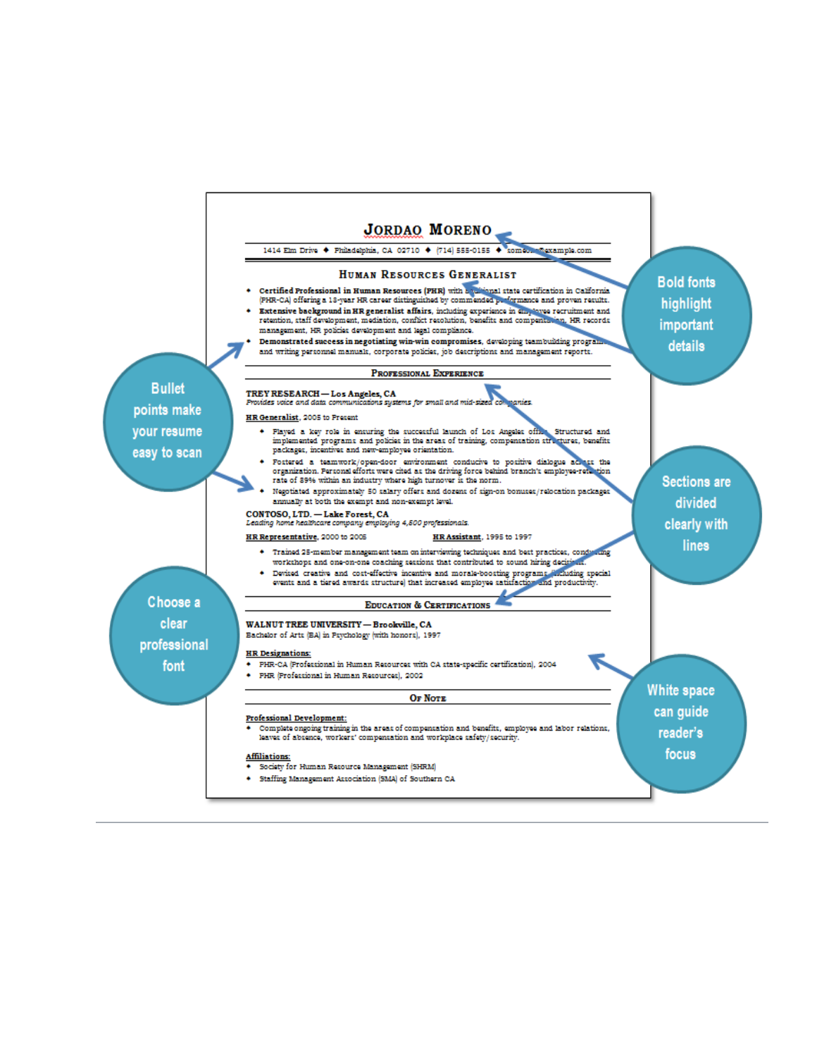# JORDAO MORENO

1414 Elm Drive ◆ Philadelphia, CA 02710 ◆ (714) 555-0155 ◆ someone@example.com

## HUMAN RESOURCES GENERALIST

- **Certified Professional in Human Resources (PHR)** with additional state certification in California (PHR-CA) offering a 13-year HR career distinguished by commended performance and proven results.
- **Extensive background in HR generalist affairs,** including experience in employee recruitment and retention, staff development, mediation, conflict resolution, benefits and compensation, HR records management, HR policies development and legal compliance.
- **Demonstrated success in negotiating win-win compromises,** developing teambuilding programs and writing personnel manuals, corporate policies, job descriptions and management reports.

## PROFESSIONAL EXPERIENCE

**TREY RESEARCH — Los Angeles, CA**
*Provides voice and data communications systems for small and mid-sized companies.*

**HR Generalist**, 2005 to Present

- Played a key role in ensuring the successful launch of Los Angeles office. Structured and implemented programs and policies in the areas of training, compensation structures, benefits packages, incentives and new-employee orientation.
- Fostered a teamwork/open-door environment conducive to positive dialogue across the organization. Personal efforts were cited as the driving force behind branch's employee-retention rate of 89% within an industry where high turnover is the norm.
- Negotiated approximately 50 salary offers and dozens of sign-on bonuses/relocation packages annually at both the exempt and non-exempt level.

**CONTOSO, LTD. — Lake Forest, CA**
*Leading home healthcare company employing 4,600 professionals.*

**HR Representative**, 2000 to 2005 **HR Assistant**, 1995 to 1997

- Trained 25-member management team on interviewing techniques and best practices, conducting workshops and one-on-one coaching sessions that contributed to sound hiring decisions.
- Devised creative and cost-effective incentive and morale-boosting programs, including special events and a tiered awards structure that increased employee satisfaction and productivity.

## EDUCATION & CERTIFICATIONS

**WALNUT TREE UNIVERSITY — Brookville, CA**
Bachelor of Arts (BA) in Psychology (with honors), 1997

**HR Designations:**

- PHR-CA (Professional in Human Resources with CA state-specific certification), 2004
- PHR (Professional in Human Resources), 2002

## OF NOTE

**Professional Development:**

- Complete ongoing training in the areas of compensation and benefits, employee and labor relations, leaves of absence, workers' compensation and workplace safety/security.

**Affiliations:**

- Society for Human Resource Management (SHRM)
- Staffing Management Association (SMA) of Southern CA

Bold fonts highlight important details

Bullet points make your resume easy to scan

Sections are divided clearly with lines

Choose a clear professional font

White space can guide reader's focus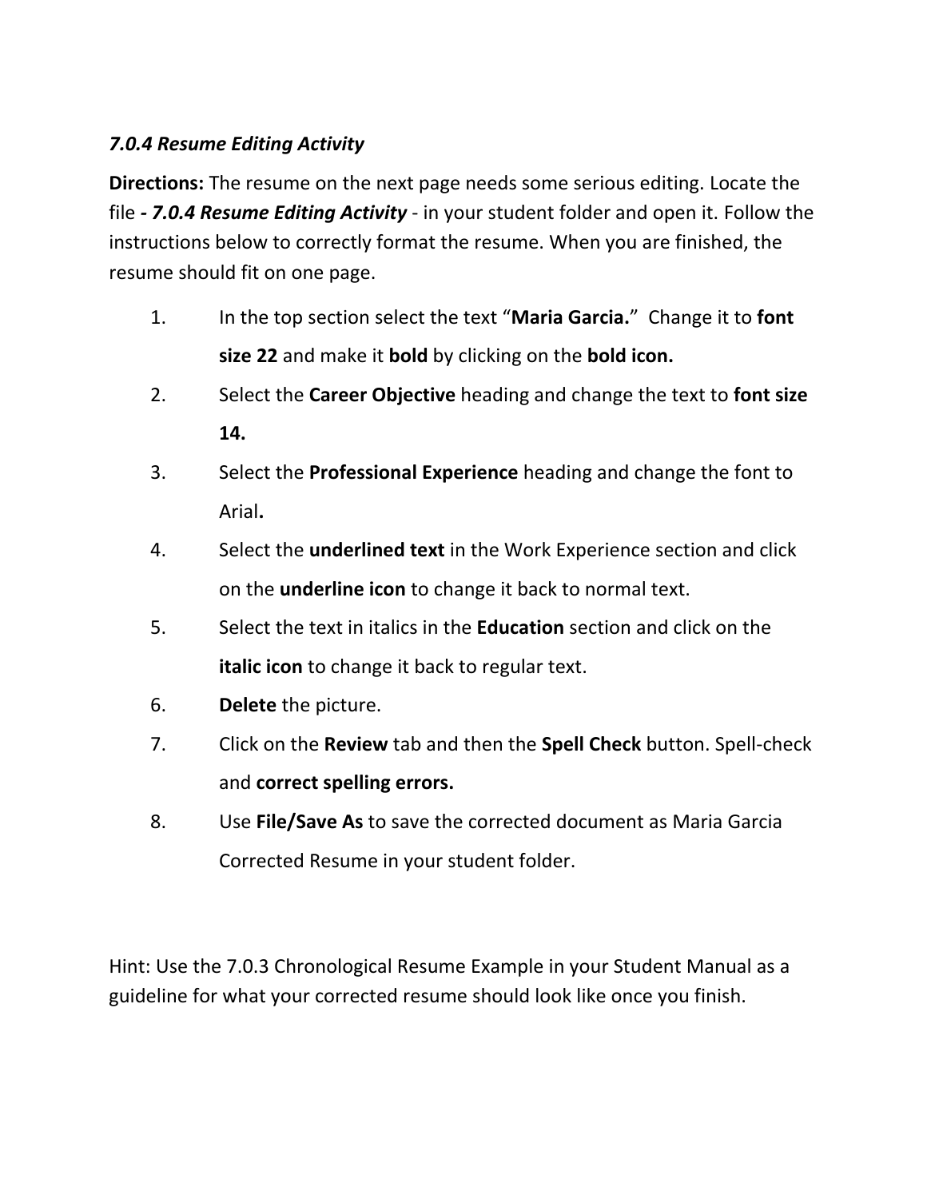*7.0.4 Resume Editing Activity*

**Directions:** The resume on the next page needs some serious editing. Locate the file ***- 7.0.4 Resume Editing Activity*** - in your student folder and open it. Follow the instructions below to correctly format the resume. When you are finished, the resume should fit on one page.

1. In the top section select the text "**Maria Garcia.**" Change it to **font size 22** and make it **bold** by clicking on the **bold icon.**
2. Select the **Career Objective** heading and change the text to **font size 14.**
3. Select the **Professional Experience** heading and change the font to Arial**.**
4. Select the **underlined text** in the Work Experience section and click on the **underline icon** to change it back to normal text.
5. Select the text in italics in the **Education** section and click on the **italic icon** to change it back to regular text.
6. **Delete** the picture.
7. Click on the **Review** tab and then the **Spell Check** button. Spell-check and **correct spelling errors.**
8. Use **File/Save As** to save the corrected document as Maria Garcia Corrected Resume in your student folder.

Hint: Use the 7.0.3 Chronological Resume Example in your Student Manual as a guideline for what your corrected resume should look like once you finish.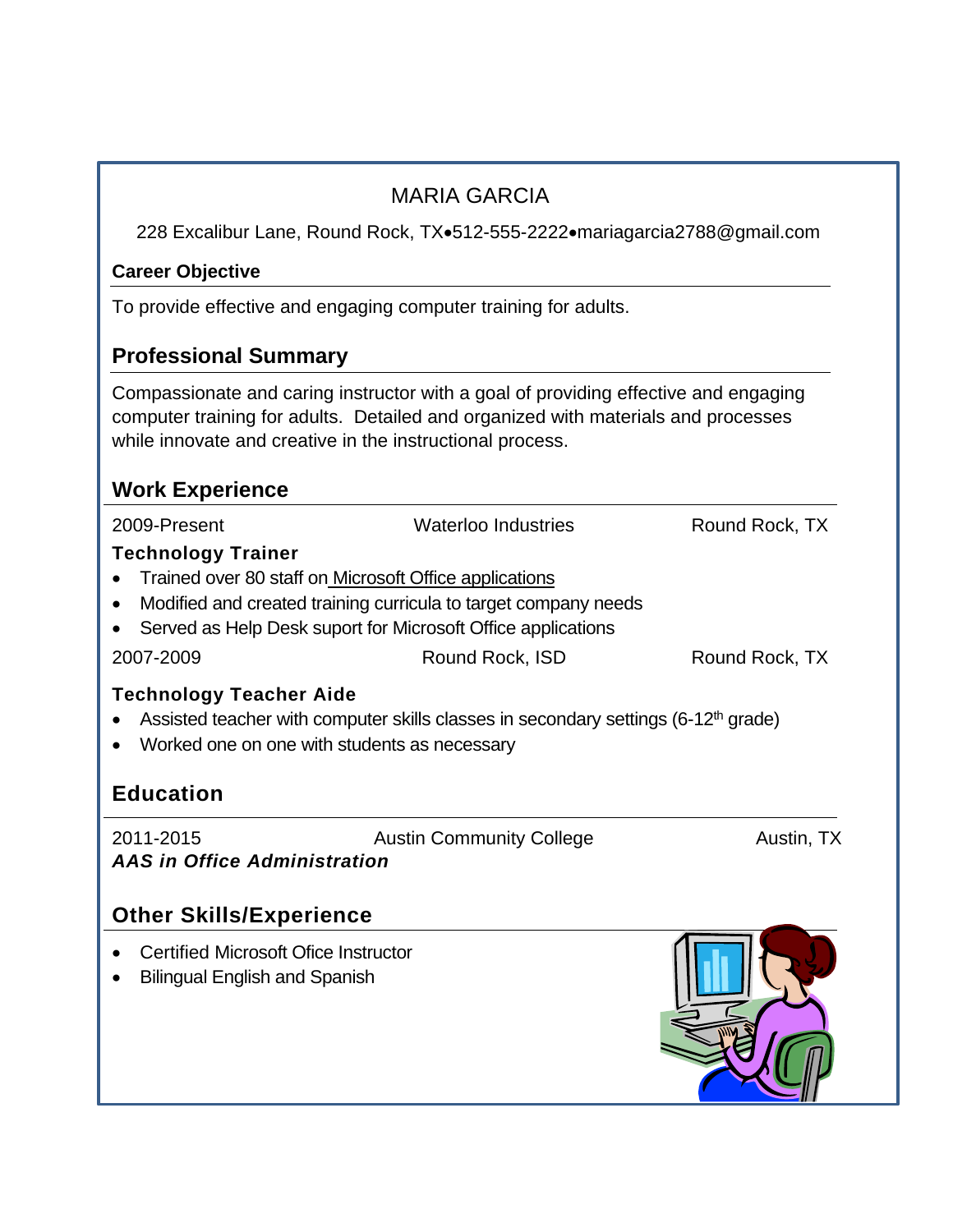# MARIA GARCIA

228 Excalibur Lane, Round Rock, TX•512-555-2222•mariagarcia2788@gmail.com

**Career Objective**

To provide effective and engaging computer training for adults.

## Professional Summary

Compassionate and caring instructor with a goal of providing effective and engaging computer training for adults. Detailed and organized with materials and processes while innovate and creative in the instructional process.

## Work Experience

2009-Present — Waterloo Industries — Round Rock, TX

**Technology Trainer**

- Trained over 80 staff on Microsoft Office applications
- Modified and created training curricula to target company needs
- Served as Help Desk suport for Microsoft Office applications

2007-2009 — Round Rock, ISD — Round Rock, TX

**Technology Teacher Aide**

- Assisted teacher with computer skills classes in secondary settings (6-12th grade)
- Worked one on one with students as necessary

## Education

2011-2015 — Austin Community College — Austin, TX

***AAS in Office Administration***

## Other Skills/Experience

- Certified Microsoft Ofice Instructor
- Bilingual English and Spanish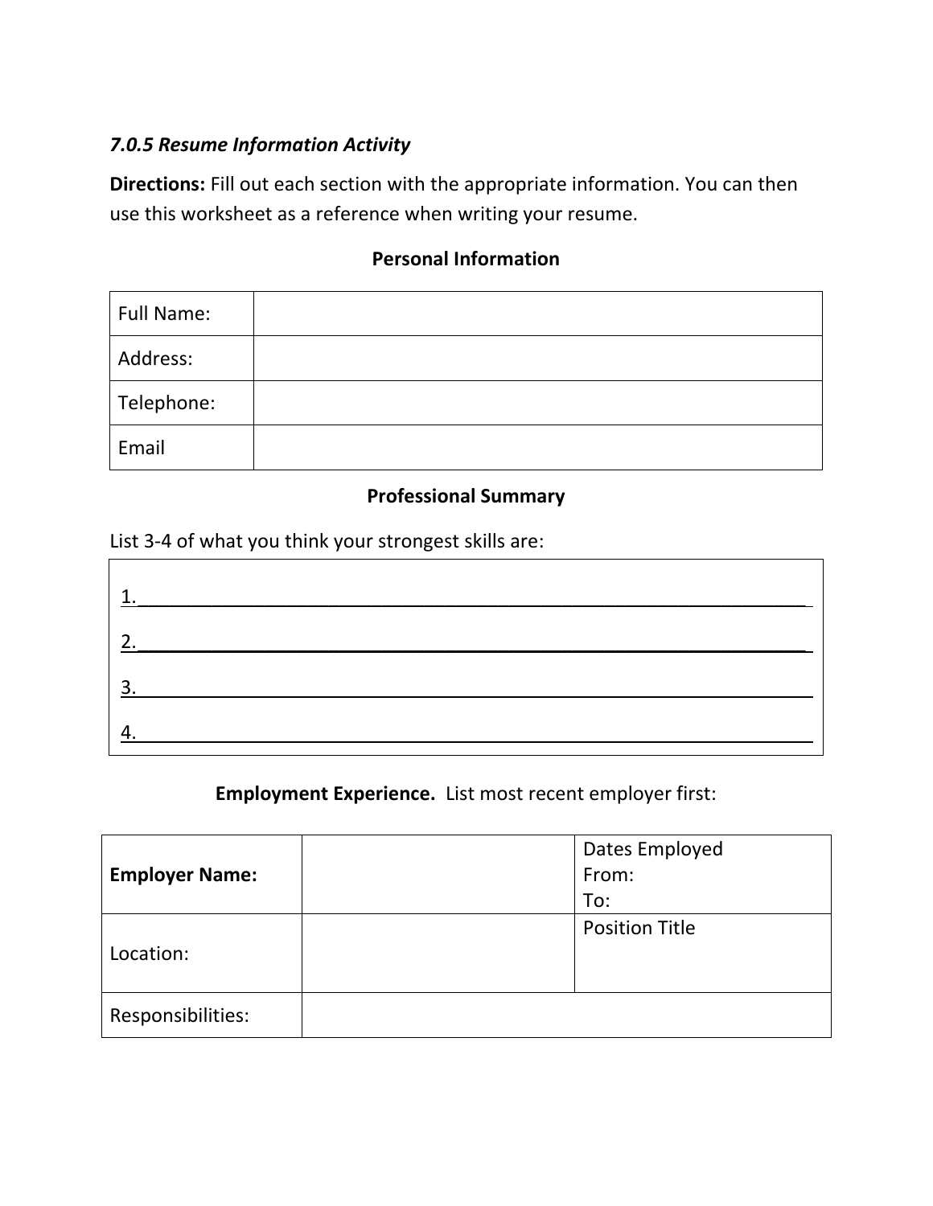*7.0.5 Resume Information Activity*

**Directions:** Fill out each section with the appropriate information. You can then use this worksheet as a reference when writing your resume.

**Personal Information**

| Full Name: | |
|---|---|
| Address: | |
| Telephone: | |
| Email | |

**Professional Summary**

List 3-4 of what you think your strongest skills are:

1.______________________________________________________________

2.______________________________________________________________

3.______________________________________________________________

4.______________________________________________________________

**Employment Experience.** List most recent employer first:

| **Employer Name:** | | Dates Employed<br>From:<br>To: |
|---|---|---|
| Location: | | Position Title |
| Responsibilities: | | |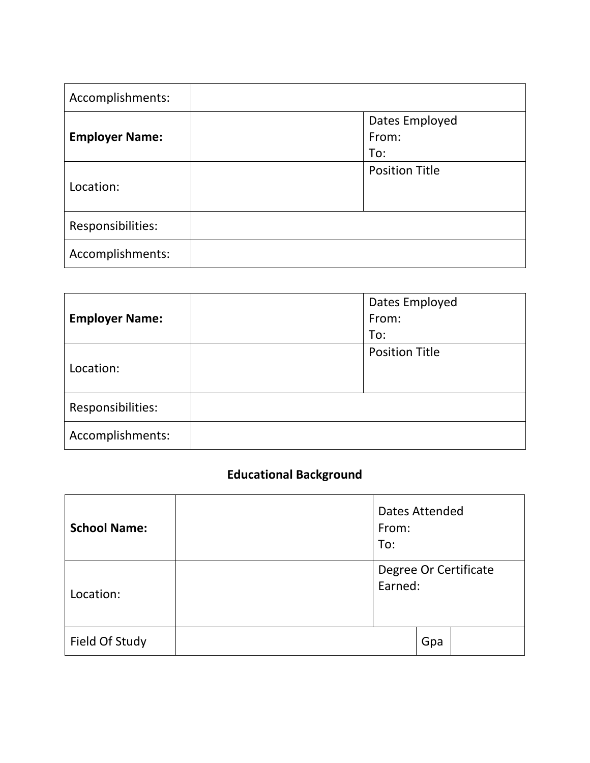| Accomplishments: | | |
|---|---|---|
| **Employer Name:** | | Dates Employed<br>From:<br>To: |
| Location: | | Position Title |
| Responsibilities: | | |
| Accomplishments: | | |

| **Employer Name:** | | Dates Employed<br>From:<br>To: |
|---|---|---|
| Location: | | Position Title |
| Responsibilities: | | |
| Accomplishments: | | |

**Educational Background**

| **School Name:** | | Dates Attended<br>From:<br>To: | |
|---|---|---|---|
| Location: | | Degree Or Certificate Earned: | |
| Field Of Study | | Gpa | |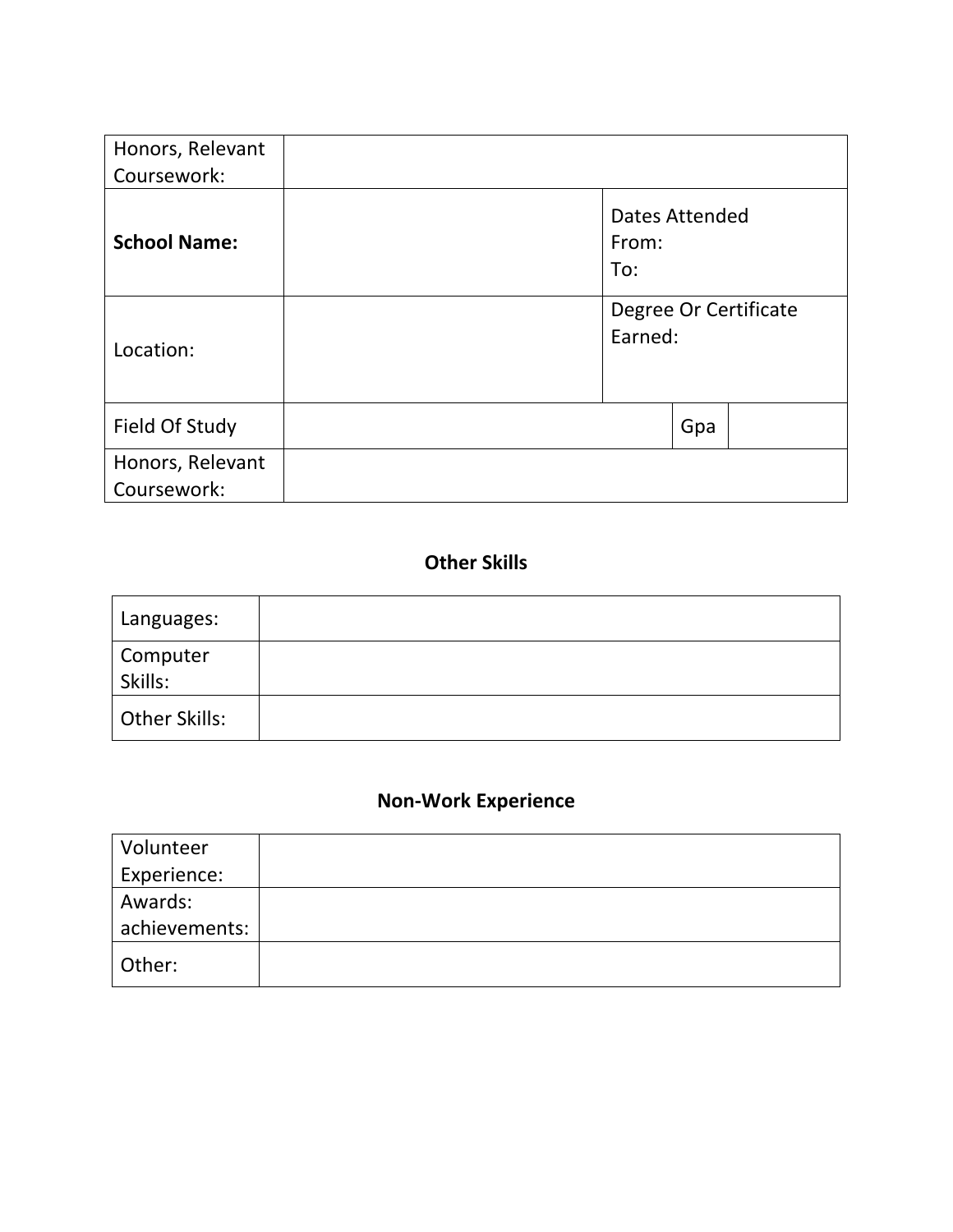| Honors, Relevant Coursework: | | | |
|---|---|---|---|
| **School Name:** | | Dates Attended From: To: | |
| Location: | | Degree Or Certificate Earned: | |
| Field Of Study | | Gpa | |
| Honors, Relevant Coursework: | | | |

## Other Skills

| Languages: | |
|---|---|
| Computer Skills: | |
| Other Skills: | |

## Non-Work Experience

| Volunteer Experience: | |
|---|---|
| Awards: achievements: | |
| Other: | |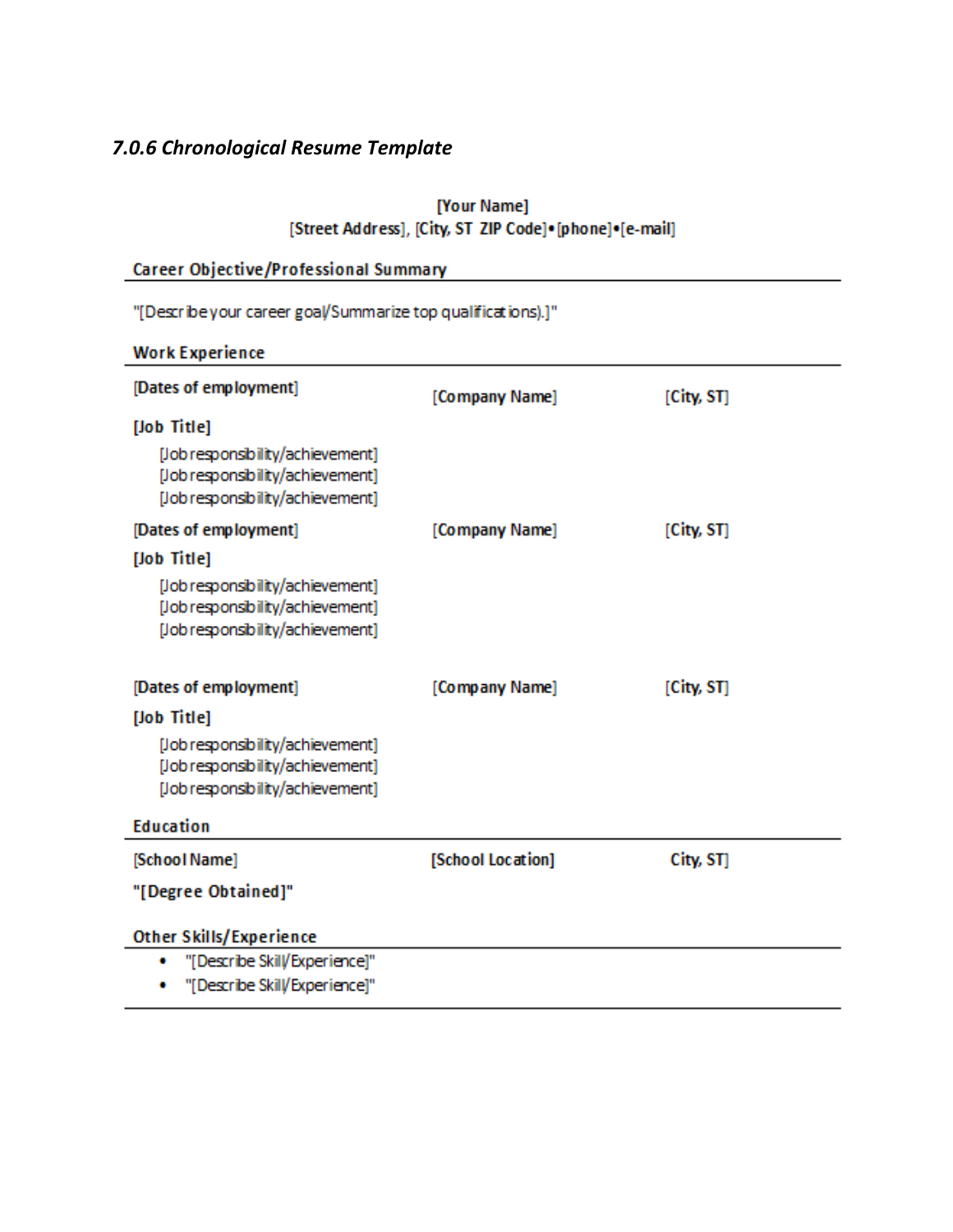### *7.0.6 Chronological Resume Template*

**[Your Name]**
**[Street Address], [City, ST ZIP Code]•[phone]•[e-mail]**

**Career Objective/Professional Summary**

"[Describe your career goal/Summarize top qualifications).]"

**Work Experience**

**[Dates of employment]** **[Company Name]** **[City, ST]**

**[Job Title]**

[Job responsibility/achievement]
[Job responsibility/achievement]
[Job responsibility/achievement]

**[Dates of employment]** **[Company Name]** **[City, ST]**

**[Job Title]**

[Job responsibility/achievement]
[Job responsibility/achievement]
[Job responsibility/achievement]

**[Dates of employment]** **[Company Name]** **[City, ST]**

**[Job Title]**

[Job responsibility/achievement]
[Job responsibility/achievement]
[Job responsibility/achievement]

**Education**

[School Name] **[School Location]** **City, ST]**

**"[Degree Obtained]"**

**Other Skills/Experience**

- "[Describe Skill/Experience]"
- "[Describe Skill/Experience]"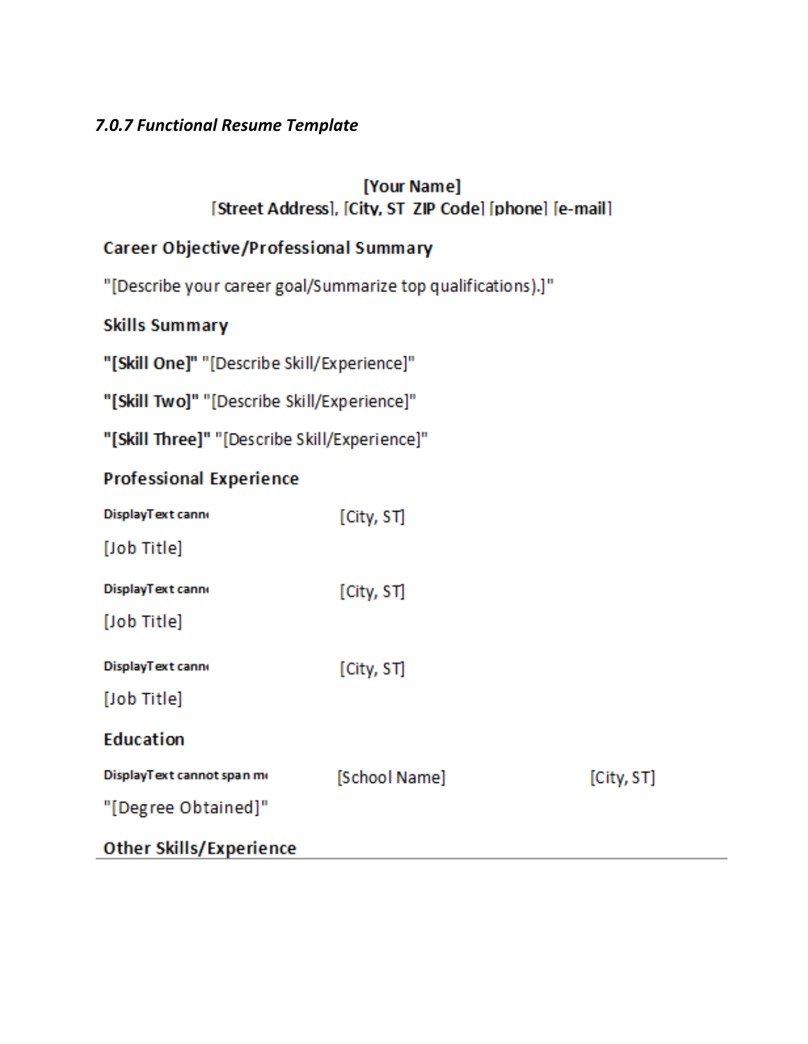*7.0.7 Functional Resume Template*

**[Your Name]**
**[Street Address], [City, ST ZIP Code] [phone] [e-mail]**

## Career Objective/Professional Summary

"[Describe your career goal/Summarize top qualifications).]"

## Skills Summary

**"[Skill One]"** "[Describe Skill/Experience]"

**"[Skill Two]"** "[Describe Skill/Experience]"

**"[Skill Three]"** "[Describe Skill/Experience]"

## Professional Experience

**DisplayText cann** [City, ST]

[Job Title]

**DisplayText cann** [City, ST]

[Job Title]

**DisplayText cann** [City, ST]

[Job Title]

## Education

**DisplayText cannot span m** [School Name] [City, ST]

"[Degree Obtained]"

## Other Skills/Experience

---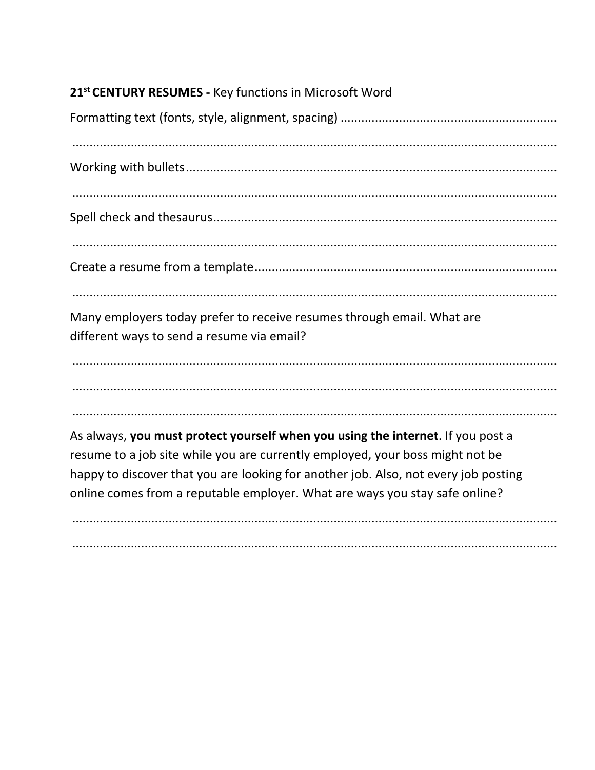**21[st] CENTURY RESUMES -** Key functions in Microsoft Word

Formatting text (fonts, style, alignment, spacing) ..............................................................

..........................................................................................................................................

Working with bullets.............................................................................................................

..........................................................................................................................................

Spell check and thesaurus.....................................................................................................

..........................................................................................................................................

Create a resume from a template..........................................................................................

..........................................................................................................................................

Many employers today prefer to receive resumes through email. What are different ways to send a resume via email?

..........................................................................................................................................

..........................................................................................................................................

..........................................................................................................................................

As always, **you must protect yourself when you using the internet**. If you post a resume to a job site while you are currently employed, your boss might not be happy to discover that you are looking for another job. Also, not every job posting online comes from a reputable employer. What are ways you stay safe online?

..........................................................................................................................................

..........................................................................................................................................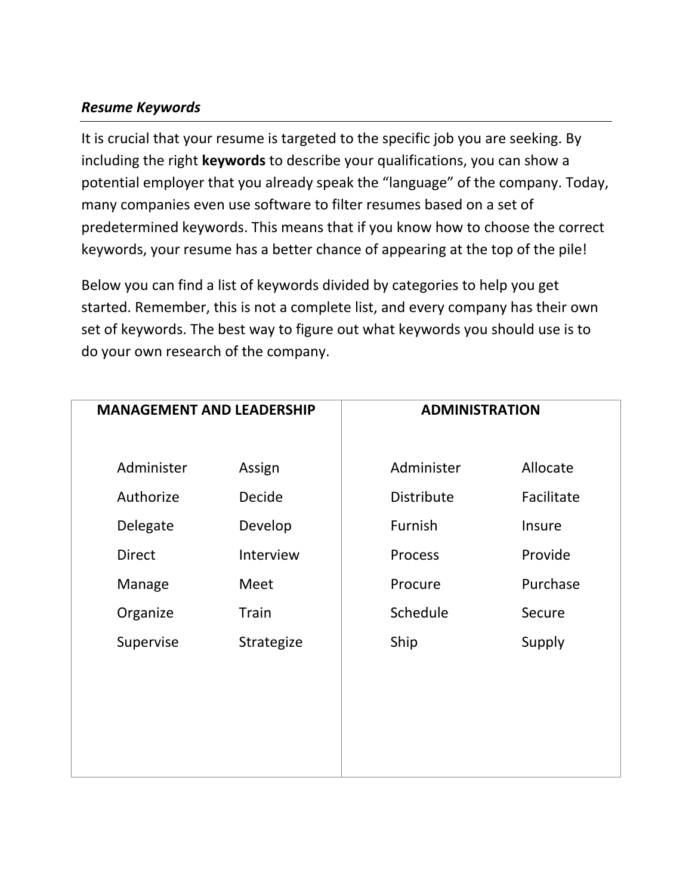### *Resume Keywords*

It is crucial that your resume is targeted to the specific job you are seeking. By including the right **keywords** to describe your qualifications, you can show a potential employer that you already speak the "language" of the company. Today, many companies even use software to filter resumes based on a set of predetermined keywords. This means that if you know how to choose the correct keywords, your resume has a better chance of appearing at the top of the pile!

Below you can find a list of keywords divided by categories to help you get started. Remember, this is not a complete list, and every company has their own set of keywords. The best way to figure out what keywords you should use is to do your own research of the company.

| **MANAGEMENT AND LEADERSHIP** | | **ADMINISTRATION** | |
|---|---|---|---|
| Administer | Assign | Administer | Allocate |
| Authorize | Decide | Distribute | Facilitate |
| Delegate | Develop | Furnish | Insure |
| Direct | Interview | Process | Provide |
| Manage | Meet | Procure | Purchase |
| Organize | Train | Schedule | Secure |
| Supervise | Strategize | Ship | Supply |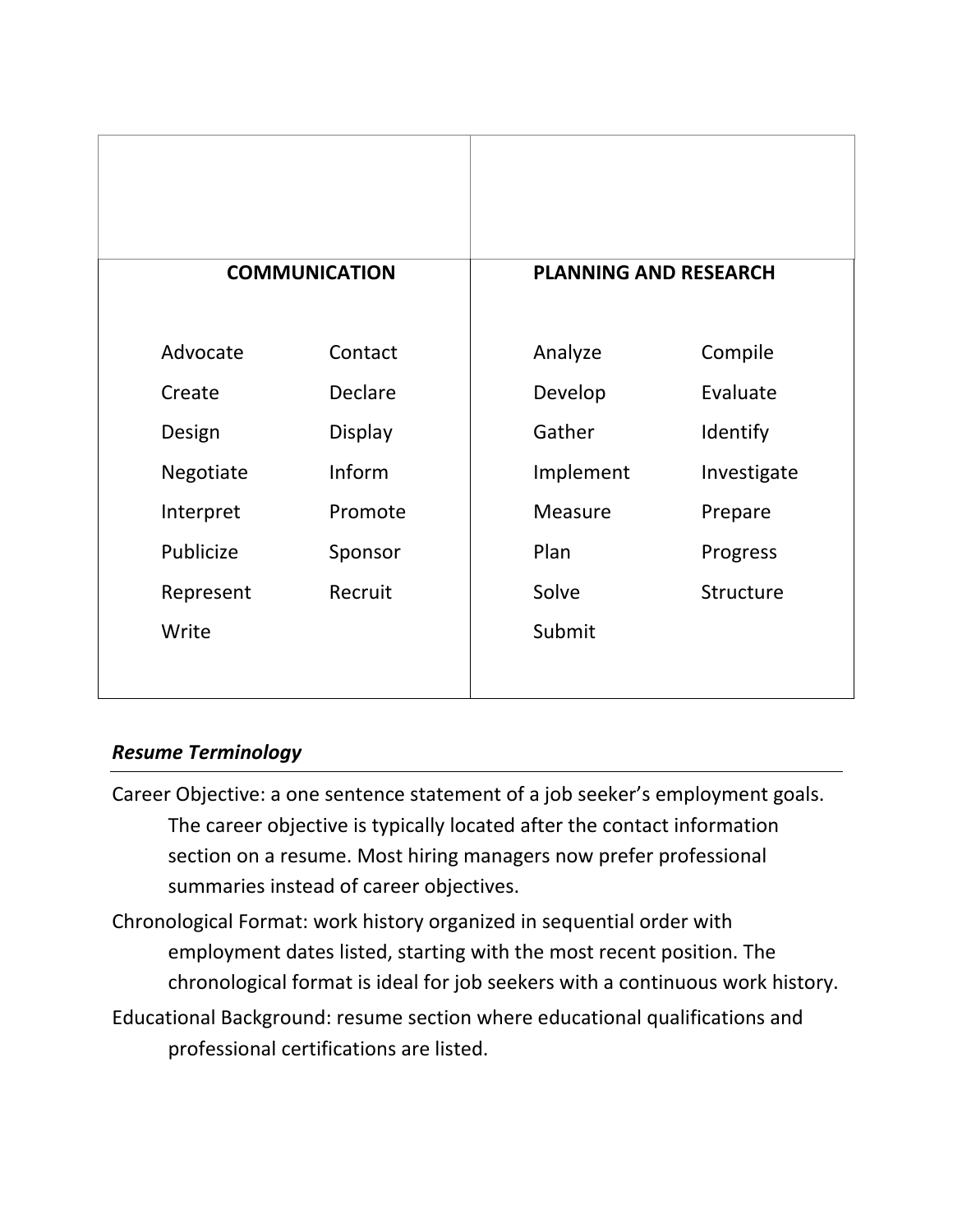| COMMUNICATION | | PLANNING AND RESEARCH | |
|---|---|---|---|
| Advocate | Contact | Analyze | Compile |
| Create | Declare | Develop | Evaluate |
| Design | Display | Gather | Identify |
| Negotiate | Inform | Implement | Investigate |
| Interpret | Promote | Measure | Prepare |
| Publicize | Sponsor | Plan | Progress |
| Represent | Recruit | Solve | Structure |
| Write | | Submit | |

***Resume Terminology***

Career Objective: a one sentence statement of a job seeker's employment goals. The career objective is typically located after the contact information section on a resume. Most hiring managers now prefer professional summaries instead of career objectives.

Chronological Format: work history organized in sequential order with employment dates listed, starting with the most recent position. The chronological format is ideal for job seekers with a continuous work history.

Educational Background: resume section where educational qualifications and professional certifications are listed.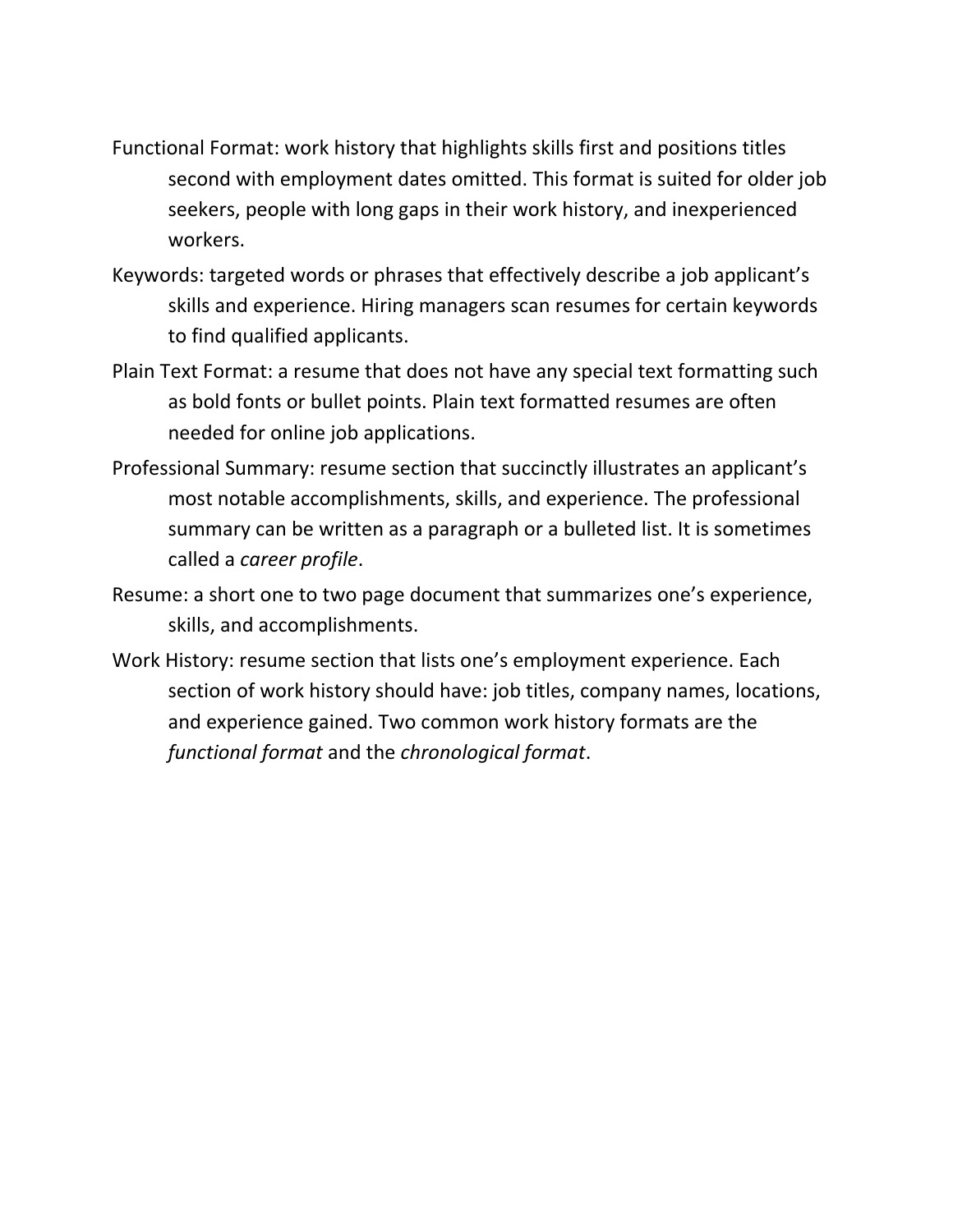Functional Format: work history that highlights skills first and positions titles second with employment dates omitted. This format is suited for older job seekers, people with long gaps in their work history, and inexperienced workers.

Keywords: targeted words or phrases that effectively describe a job applicant's skills and experience. Hiring managers scan resumes for certain keywords to find qualified applicants.

Plain Text Format: a resume that does not have any special text formatting such as bold fonts or bullet points. Plain text formatted resumes are often needed for online job applications.

Professional Summary: resume section that succinctly illustrates an applicant's most notable accomplishments, skills, and experience. The professional summary can be written as a paragraph or a bulleted list. It is sometimes called a *career profile*.

Resume: a short one to two page document that summarizes one's experience, skills, and accomplishments.

Work History: resume section that lists one's employment experience. Each section of work history should have: job titles, company names, locations, and experience gained. Two common work history formats are the *functional format* and the *chronological format*.